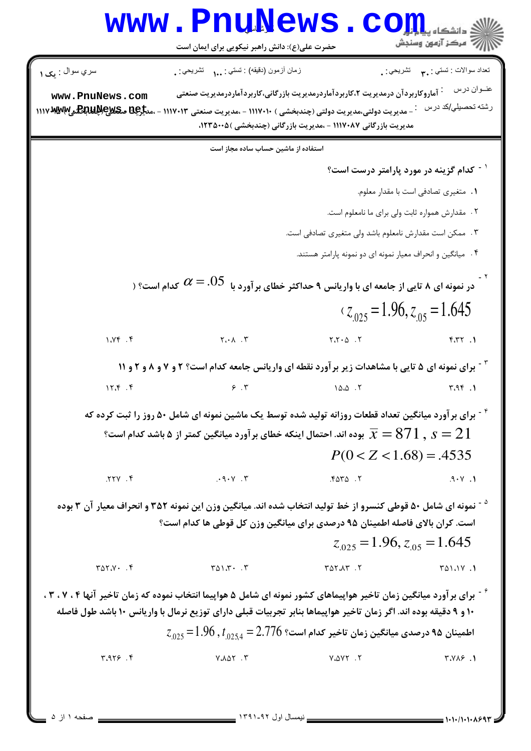حضرت علی(ع): دانش راهبر نیکویی برای ایمان است

سري سوال : یک ۱ | زمان آزمون (دقیقه) : تستی : ۱۰۰ تشریحی : ۰ | تعداد سوالات : تستی : ۳۰ تشریحی : ۰

عنـوان درس : آماروکاربردآن درمدیریت ۲،کاربردآماردرمدیریت بازرگانی،کاربردآماردرمدیریت صنعتی

رشته تحصيلي/کد درس : - مدیریت دولتی،مدیریت دولتی (چندبخشی ) ۱۱۱۷۰۱۰ - ،مدیریت صنعتی ۱۱۱۷۰۱۳ - ،مدیریت صنعتی (چندبخشی) ۱۱۱۷ - ،مدیریت بازرگانی ۱۱۱۷۰۸۷ - ،مدیریت بازرگانی (چندبخشی )۱۲۳۵۰۰۵،

استفاده از ماشین حساب ساده مجاز است

۱- کدام گزینه در مورد پارامتر درست است؟

۱. متغیری تصادفی است با مقدار معلوم.

۲. مقدارش همواره ثابت ولی برای ما نامعلوم است.

۳. ممکن است مقدارش نامعلوم باشد ولی متغیری تصادفی است.

۴. میانگین و انحراف معیار نمونه ای دو نمونه پارامتر هستند.

۲- در نمونه ای ۸ تایی از جامعه ای با واریانس ۹ حداکثر خطای برآورد با $\alpha = .05$ کدام است؟ ( $z_{.025} = 1.96, z_{.05} = 1.645$ )

۱. ۴.۳۲ ۲. ۲.۲۰۵ ۳. ۲.۰۸ ۴. ۱.۷۴

۳- برای نمونه ای ۵ تایی با مشاهدات زیر برآورد نقطه ای واریانس جامعه کدام است؟ ۲ و ۷ و ۸ و ۲ و ۱۱

۱. ۳.۹۴ ۲. ۱۵.۵ ۳. ۶ ۴. ۱۲.۴

۴- برای برآورد میانگین تعداد قطعات روزانه تولید شده توسط یک ماشین نمونه ای شامل ۵۰ روز را ثبت کرده که $\overline{x} = 871 \, , \, s = 21$ بوده اند. احتمال اینکه خطای برآورد میانگین کمتر از ۵ باشد کدام است؟

$P(0 < Z < 1.68) = .4535$

۱. ۹۰۷. ۲. ۴۵۳۵. ۳. ۰۹۰۷. ۴. ۲۲۷.

۵- نمونه ای شامل ۵۰ قوطی کنسرو از خط تولید انتخاب شده اند. میانگین وزن این نمونه ۳۵۲ و انحراف معیار آن ۳ بوده است. کران بالای فاصله اطمینان ۹۵ درصدی برای میانگین وزن کل قوطی ها کدام است؟

$z_{.025} = 1.96, z_{.05} = 1.645$

۱. ۳۵۱.۱۷ ۲. ۳۵۲.۸۳ ۳. ۳۵۱.۳۰ ۴. ۳۵۲.۷۰

۶- برای برآورد میانگین زمان تاخیر هواپیماهای کشور نمونه ای شامل ۵ هواپیما انتخاب نموده که زمان تاخیر آنها ۴ ، ۷ ، ۳ ، ۱۰ و ۹ دقیقه بوده اند. اگر زمان تاخیر هواپیماها بنابر تجربیات قبلی دارای توزیع نرمال با واریانس ۱۰ باشد طول فاصله اطمینان ۹۵ درصدی میانگین زمان تاخیر کدام است؟ $z_{.025} = 1.96 \, , t_{.025,4} = 2.776$

۱. ۳.۷۸۶ ۲. ۷.۵۷۲ ۳. ۷.۸۵۲ ۴. ۳.۹۲۶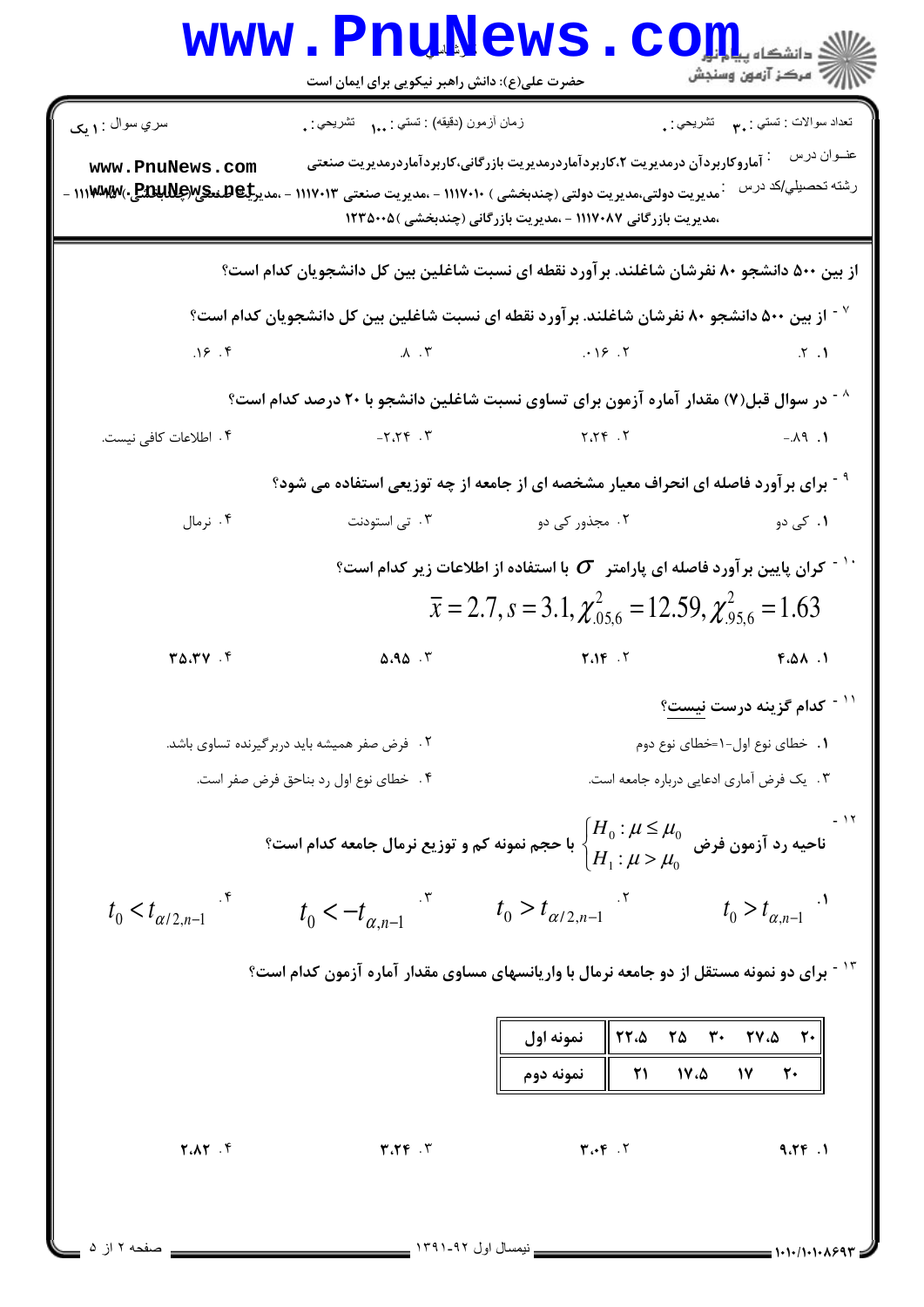از بین ۵۰۰ دانشجو ۸۰ نفرشان شاغلند. برآورد نقطه ای نسبت شاغلین بین کل دانشجویان کدام است؟

۷- از بین ۵۰۰ دانشجو ۸۰ نفرشان شاغلند. برآورد نقطه ای نسبت شاغلین بین کل دانشجویان کدام است؟

۱. ۲.  ۲. ۰.۱۶  ۳. ۸.  ۴. ۱۶.

۸- در سوال قبل(۷) مقدار آماره آزمون برای تساوی نسبت شاغلین دانشجو با ۲۰ درصد کدام است؟

۱. ۸۹.-  ۲. ۲.۲۴  ۳. ۲.۲۴-  ۴. اطلاعات کافی نیست.

۹- برای برآورد فاصله ای انحراف معیار مشخصه ای از جامعه از چه توزیعی استفاده می شود؟

۱. کی دو  ۲. مجذور کی دو  ۳. تی استودنت  ۴. نرمال

۱۰- کران پایین برآورد فاصله ای پارامتر $\sigma$ با استفاده از اطلاعات زیر کدام است؟

$$\bar{x} = 2.7, s = 3.1, \chi^2_{.05,6} = 12.59, \chi^2_{.95,6} = 1.63$$

۱. ۴.۵۸  ۲. ۲.۱۴  ۳. ۵.۹۵  ۴. ۳۵.۳۷

۱۱- کدام گزینه درست نیست؟

۱. خطای نوع اول-۱=خطای نوع دوم

۲. فرض صفر همیشه باید دربرگیرنده تساوی باشد.

۳. یک فرض آماری ادعایی درباره جامعه است.

۴. خطای نوع اول رد بناحق فرض صفر است.

۱۲- ناحیه رد آزمون فرض $\begin{cases} H_0 : \mu \le \mu_0 \\ H_1 : \mu > \mu_0 \end{cases}$ با حجم نمونه کم و توزیع نرمال جامعه کدام است؟

۱. $t_0 > t_{\alpha,n-1}$  ۲. $t_0 > t_{\alpha/2,n-1}$  ۳. $t_0 < -t_{\alpha,n-1}$  ۴. $t_0 < t_{\alpha/2,n-1}$

۱۳- برای دو نمونه مستقل از دو جامعه نرمال با واریانسهای مساوی مقدار آماره آزمون کدام است؟

| نمونه اول | ۲۲.۵ | ۲۵ | ۳۰ | ۲۷.۵ | ۲۰ |
|---|---|---|---|---|---|
| نمونه دوم | ۲۱ | ۱۷.۵ | ۱۷ | ۲۰ | |

۱. ۹.۲۴  ۲. ۳.۰۴  ۳. ۳.۲۴  ۴. ۲.۸۲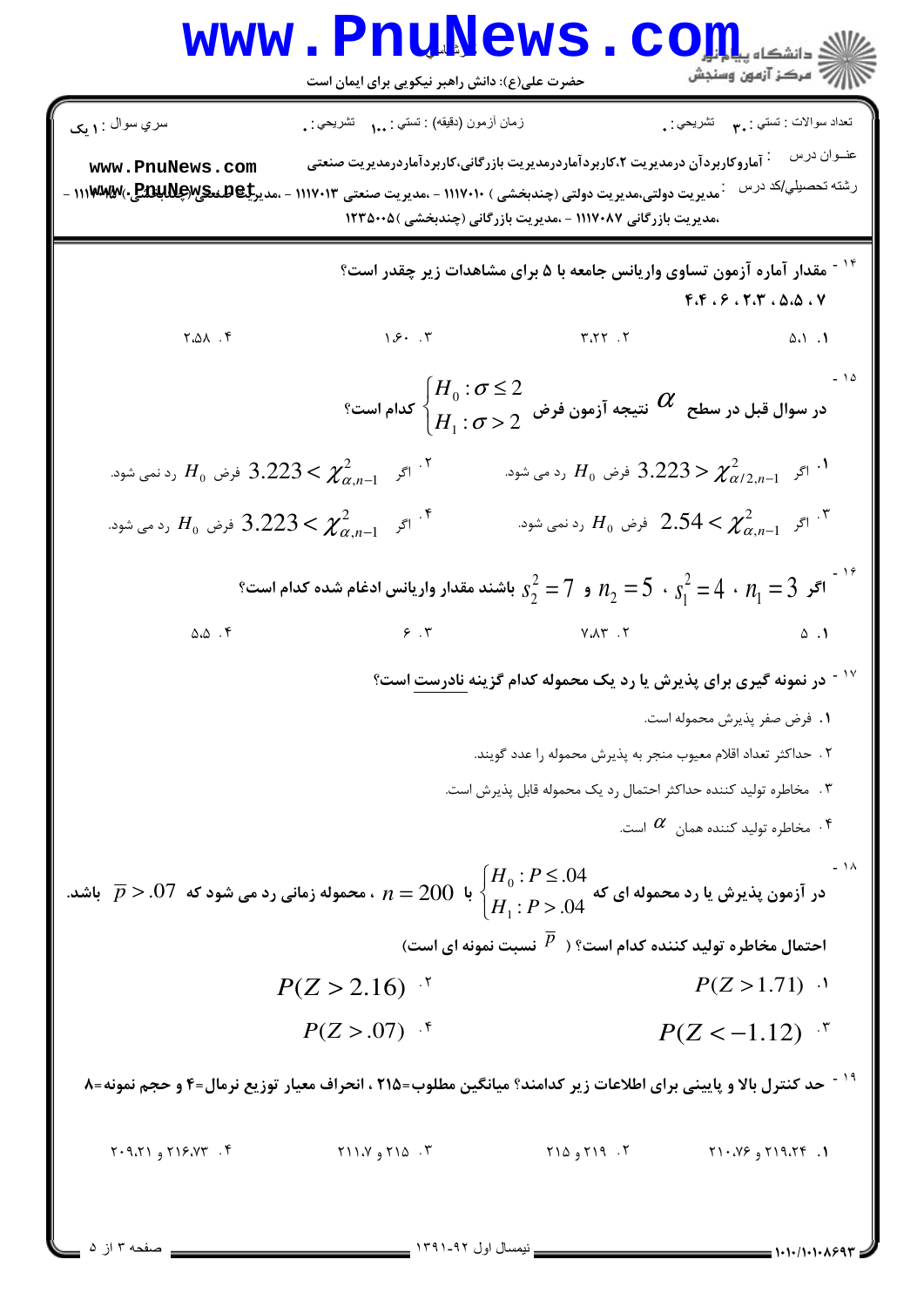سري سوال : ۱ یک | زمان آزمون (دقیقه) : تستی : ۱۰۰ تشریحی : ۰ | تعداد سوالات : تستی : ۳۰ تشریحی : ۰

عنوان درس : آماروکاربردآن درمدیریت ۲،کاربردآماردرمدیریت بازرگانی،کاربردآماردرمدیریت صنعتی

رشته تحصیلي/کد درس : مدیریت دولتی،مدیریت دولتی (چندبخشی ) ۱۱۱۷۰۱۰ - ،مدیریت صنعتی ۱۱۱۷۰۱۳ - ،مدیریت صنعتی (چندبخشی ) ۱۱۱۷۰۷۲ - ،مدیریت بازرگانی ۱۱۱۷۰۸۷ - ،مدیریت بازرگانی (چندبخشی )۱۲۳۵۰۰۵

۱۴- مقدار آماره آزمون تساوی واریانس جامعه با ۵ برای مشاهدات زیر چقدر است؟

۷ ، ۵.۵ ، ۲.۳ ، ۶ ، ۴.۴

۱. ۵.۱ &nbsp;&nbsp; ۲. ۳.۲۲ &nbsp;&nbsp; ۳. ۱.۶۰ &nbsp;&nbsp; ۴. ۲.۵۸

۱۵- در سوال قبل در سطح $\alpha$ نتیجه آزمون فرض $\begin{cases} H_0 : \sigma \le 2 \\ H_1 : \sigma > 2 \end{cases}$ کدام است؟

۱. اگر $3.223 > \chi^2_{\alpha/2,n-1}$ فرض $H_0$ رد می شود.

۲. اگر $3.223 < \chi^2_{\alpha,n-1}$ فرض $H_0$ رد نمی شود.

۳. اگر $2.54 < \chi^2_{\alpha,n-1}$ فرض $H_0$ رد نمی شود.

۴. اگر $3.223 < \chi^2_{\alpha,n-1}$ فرض $H_0$ رد می شود.

۱۶- اگر $n_1 = 3$ ، $s_1^2 = 4$ ، $n_2 = 5$ و $s_2^2 = 7$ باشند مقدار واریانس ادغام شده کدام است؟

۱. ۵ &nbsp;&nbsp; ۲. ۷.۸۳ &nbsp;&nbsp; ۳. ۶ &nbsp;&nbsp; ۴. ۵.۵

۱۷- در نمونه گیری برای پذیرش یا رد یک محموله کدام گزینه نادرست است؟

۱. فرض صفر پذیرش محموله است.

۲. حداکثر تعداد اقلام معیوب منجر به پذیرش محموله را عدد گویند.

۳. مخاطره تولید کننده حداکثر احتمال رد یک محموله قابل پذیرش است.

۴. مخاطره تولید کننده همان $\alpha$ است.

۱۸- در آزمون پذیرش یا رد محموله ای که $\begin{cases} H_0 : P \le .04 \\ H_1 : P > .04 \end{cases}$ با $n = 200$ ، محموله زمانی رد می شود که $\bar{p} > .07$ باشد.

احتمال مخاطره تولید کننده کدام است؟ ( $\bar{p}$ نسبت نمونه ای است)

۱. $P(Z > 1.71)$ &nbsp;&nbsp; ۲. $P(Z > 2.16)$

۳. $P(Z < -1.12)$ &nbsp;&nbsp; ۴. $P(Z > .07)$

۱۹- حد کنترل بالا و پایینی برای اطلاعات زیر کدامند؟ میانگین مطلوب=۲۱۵ ، انحراف معیار توزیع نرمال=۴ و حجم نمونه=۸

۱. ۲۱۹.۲۴ و ۲۱۰.۷۶ &nbsp;&nbsp; ۲. ۲۱۹ و ۲۱۵ &nbsp;&nbsp; ۳. ۲۱۵ و ۲۱۱.۷ &nbsp;&nbsp; ۴. ۲۱۶.۷۳ و ۲۰۹.۲۱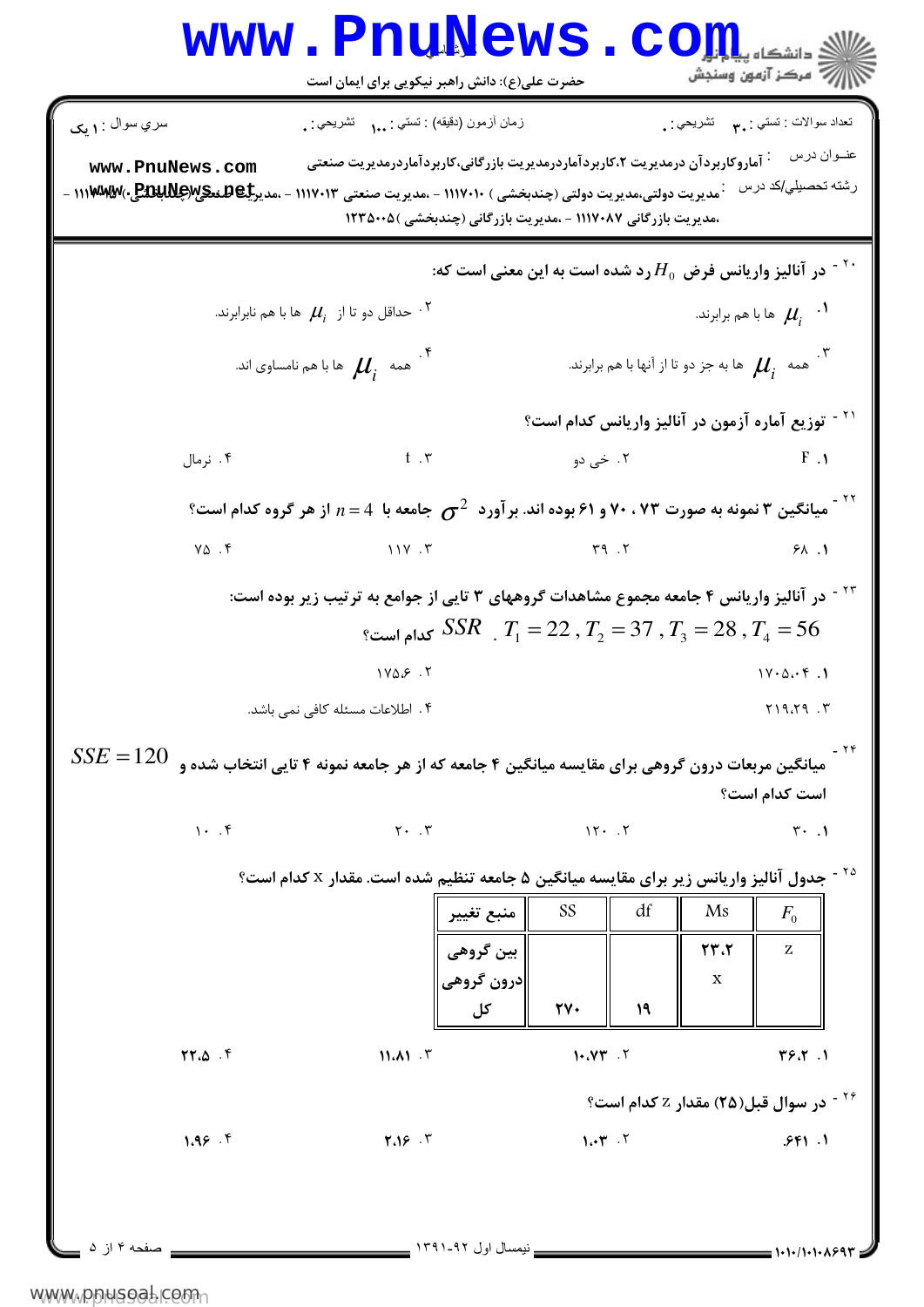سري سوال : ۱ یک

زمان آزمون (دقیقه) : تستی : ۱۰۰ تشریحی : ۰

تعداد سوالات : تستی : ۳۰ تشریحی : ۰

عنوان درس : آماروکاربردآن درمدیریت ۲،کاربردآماردرمدیریت بازرگانی،کاربردآماردرمدیریت صنعتی

رشته تحصیلی/کد درس : مدیریت دولتی،مدیریت دولتی (چندبخشی ) ۱۱۱۷۰۱۰ - ،مدیریت صنعتی ۱۱۱۷۰۱۳ - ،مدیریت صنعتی (چندبخشی ) ۱۱۱۷۰۱۹ - ،مدیریت بازرگانی ۱۱۱۷۰۸۷ - ،مدیریت بازرگانی (چندبخشی )۱۲۳۵۰۰۵

۲۰- در آنالیز واریانس فرض $H_0$ رد شده است به این معنی است که:

۱. $\mu_i$ ها با هم برابرند.

۲. حداقل دو تا از $\mu_i$ ها با هم نابرابرند.

۳. همه $\mu_i$ ها به جز دو تا از آنها با هم برابرند.

۴. همه $\mu_i$ ها با هم نامساوی اند.

۲۱- توزیع آماره آزمون در آنالیز واریانس کدام است؟

۱. F

۲. خی دو

۳. t

۴. نرمال

۲۲- میانگین ۳ نمونه به صورت ۷۳ ، ۷۰ و ۶۱ بوده اند. برآورد $\sigma^2$ جامعه با $n = 4$ از هر گروه کدام است؟

۱. ۶۸

۲. ۳۹

۳. ۱۱۷

۴. ۷۵

۲۳- در آنالیز واریانس ۴ جامعه مجموع مشاهدات گروههای ۳ تایی از جوامع به ترتیب زیر بوده است:

$T_1 = 22 , T_2 = 37 , T_3 = 28 , T_4 = 56$ . $SSR$ کدام است؟

۱. ۱۷۰۵.۰۴

۲. ۱۷۵.۶

۳. ۲۱۹.۲۹

۴. اطلاعات مسئله کافی نمی باشد.

۲۴- میانگین مربعات درون گروهی برای مقایسه میانگین ۴ جامعه که از هر جامعه نمونه ۴ تایی انتخاب شده و $SSE = 120$ است کدام است؟

۱. ۳۰

۲. ۱۲۰

۳. ۲۰

۴. ۱۰

۲۵- جدول آنالیز واریانس زیر برای مقایسه میانگین ۵ جامعه تنظیم شده است. مقدار x کدام است؟

| منبع تغییر | SS | df | Ms | $F_0$ |
|---|---|---|---|---|
| بین گروهی | | | ۲۳.۲ | z |
| درون گروهی | | | x | |
| کل | ۲۷۰ | ۱۹ | | |

۱. ۳۶.۲

۲. ۱۰.۷۳

۳. ۱۱.۸۱

۴. ۲۲.۵

۲۶- در سوال قبل(۲۵) مقدار z کدام است؟

۱. ۶۴۱.

۲. ۱.۰۳

۳. ۲.۱۶

۴. ۱.۹۶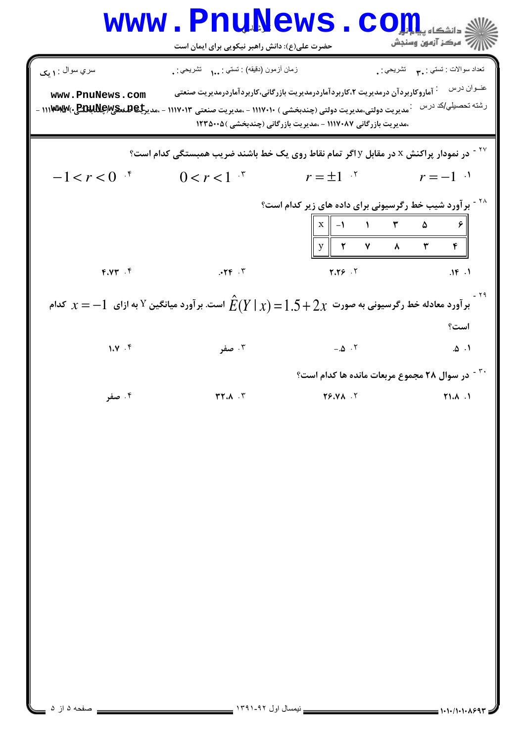۲۷ - در نمودار پراکنش x در مقابل y اگر تمام نقاط روی یک خط باشند ضریب همبستگی کدام است؟

۱. $r=-1$

۲. $r=\pm 1$

۳. $0<r<1$

۴. $-1<r<0$

۲۸ - برآورد شیب خط رگرسیونی برای داده های زیر کدام است؟

| | | | | | |
|---|---|---|---|---|---|
| x | -۱ | ۱ | ۳ | ۵ | ۶ |
| y | ۲ | ۷ | ۸ | ۳ | ۴ |

۱. ۰.۱۴

۲. ۲.۲۶

۳. ۰.۲۴

۴. ۴.۷۳

۲۹ - برآورد معادله خط رگرسیونی به صورت $\hat{E}(Y \mid x) = 1.5 + 2x$ است. برآورد میانگین Y به ازای $x=-1$ کدام است؟

۱. ۰.۵

۲. -۰.۵

۳. صفر

۴. ۱.۷

۳۰ - در سوال ۲۸ مجموع مربعات مانده ها کدام است؟

۱. ۲۱.۸

۲. ۲۶.۷۸

۳. ۳۲.۸

۴. صفر